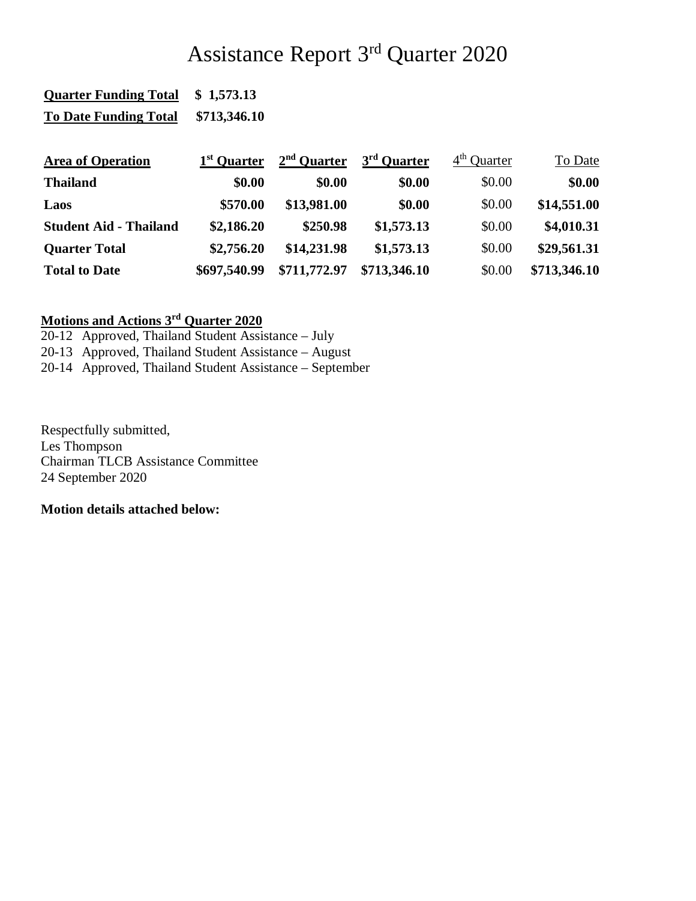# Assistance Report 3rd Quarter 2020

**Quarter Funding Total** **$ 1,573.13**

**To Date Funding Total** **$713,346.10**

| Area of Operation | 1st Quarter | 2nd Quarter | 3rd Quarter | 4th Quarter | To Date |
|---|---|---|---|---|---|
| **Thailand** | **$0.00** | **$0.00** | **$0.00** | $0.00 | **$0.00** |
| **Laos** | **$570.00** | **$13,981.00** | **$0.00** | $0.00 | **$14,551.00** |
| **Student Aid - Thailand** | **$2,186.20** | **$250.98** | **$1,573.13** | $0.00 | **$4,010.31** |
| **Quarter Total** | **$2,756.20** | **$14,231.98** | **$1,573.13** | $0.00 | **$29,561.31** |
| **Total to Date** | **$697,540.99** | **$711,772.97** | **$713,346.10** | $0.00 | **$713,346.10** |

**Motions and Actions 3rd Quarter 2020**

20-12 Approved, Thailand Student Assistance – July
20-13 Approved, Thailand Student Assistance – August
20-14 Approved, Thailand Student Assistance – September

Respectfully submitted,
Les Thompson
Chairman TLCB Assistance Committee
24 September 2020

**Motion details attached below:**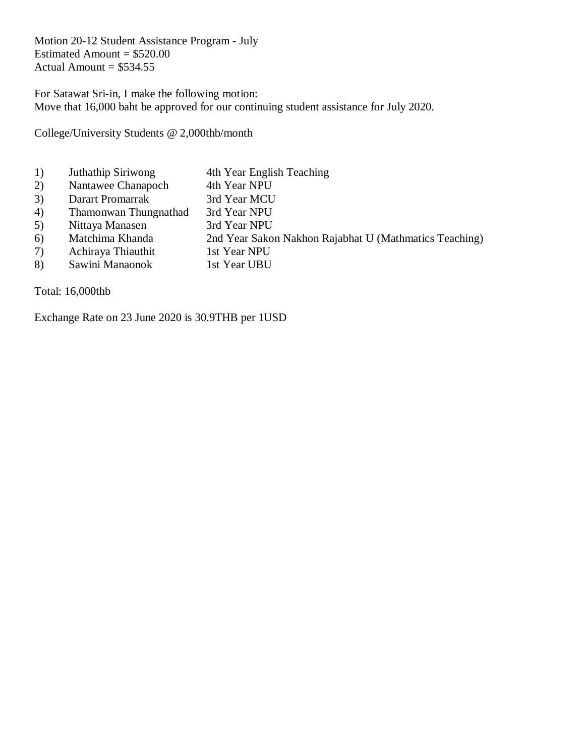Motion 20-12 Student Assistance Program - July
Estimated Amount = $520.00
Actual Amount = $534.55

For Satawat Sri-in, I make the following motion:
Move that 16,000 baht be approved for our continuing student assistance for July 2020.

College/University Students @ 2,000thb/month

| | | |
|---|---|---|
| 1) | Juthathip Siriwong | 4th Year English Teaching |
| 2) | Nantawee Chanapoch | 4th Year NPU |
| 3) | Darart Promarrak | 3rd Year MCU |
| 4) | Thamonwan Thungnathad | 3rd Year NPU |
| 5) | Nittaya Manasen | 3rd Year NPU |
| 6) | Matchima Khanda | 2nd Year Sakon Nakhon Rajabhat U (Mathmatics Teaching) |
| 7) | Achiraya Thiauthit | 1st Year NPU |
| 8) | Sawini Manaonok | 1st Year UBU |

Total: 16,000thb

Exchange Rate on 23 June 2020 is 30.9THB per 1USD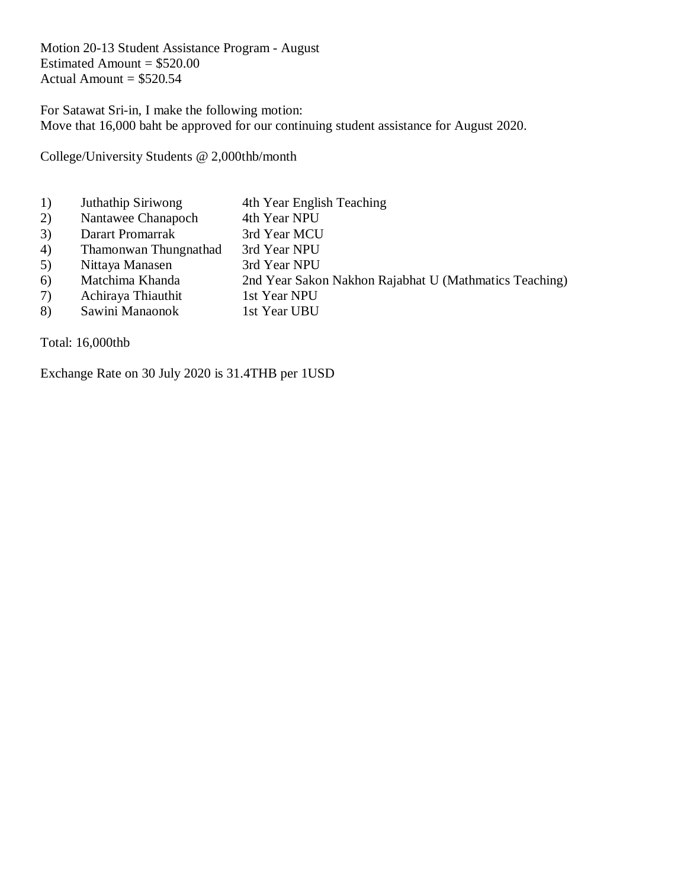Motion 20-13 Student Assistance Program - August
Estimated Amount = $520.00
Actual Amount = $520.54

For Satawat Sri-in, I make the following motion:
Move that 16,000 baht be approved for our continuing student assistance for August 2020.

College/University Students @ 2,000thb/month

1) Juthathip Siriwong — 4th Year English Teaching
2) Nantawee Chanapoch — 4th Year NPU
3) Darart Promarrak — 3rd Year MCU
4) Thamonwan Thungnathad — 3rd Year NPU
5) Nittaya Manasen — 3rd Year NPU
6) Matchima Khanda — 2nd Year Sakon Nakhon Rajabhat U (Mathmatics Teaching)
7) Achiraya Thiauthit — 1st Year NPU
8) Sawini Manaonok — 1st Year UBU

Total: 16,000thb

Exchange Rate on 30 July 2020 is 31.4THB per 1USD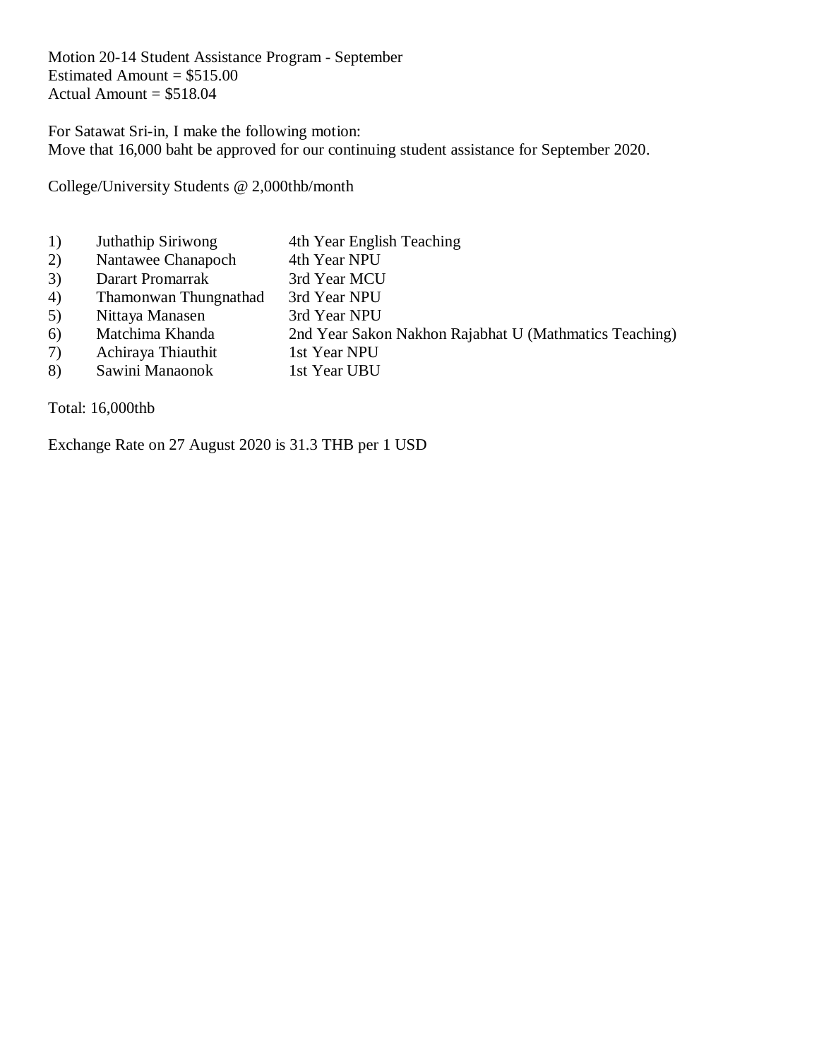Motion 20-14 Student Assistance Program - September
Estimated Amount = $515.00
Actual Amount = $518.04

For Satawat Sri-in, I make the following motion:
Move that 16,000 baht be approved for our continuing student assistance for September 2020.

College/University Students @ 2,000thb/month

| | | |
|---|---|---|
| 1) | Juthathip Siriwong | 4th Year English Teaching |
| 2) | Nantawee Chanapoch | 4th Year NPU |
| 3) | Darart Promarrak | 3rd Year MCU |
| 4) | Thamonwan Thungnathad | 3rd Year NPU |
| 5) | Nittaya Manasen | 3rd Year NPU |
| 6) | Matchima Khanda | 2nd Year Sakon Nakhon Rajabhat U (Mathmatics Teaching) |
| 7) | Achiraya Thiauthit | 1st Year NPU |
| 8) | Sawini Manaonok | 1st Year UBU |

Total: 16,000thb

Exchange Rate on 27 August 2020 is 31.3 THB per 1 USD